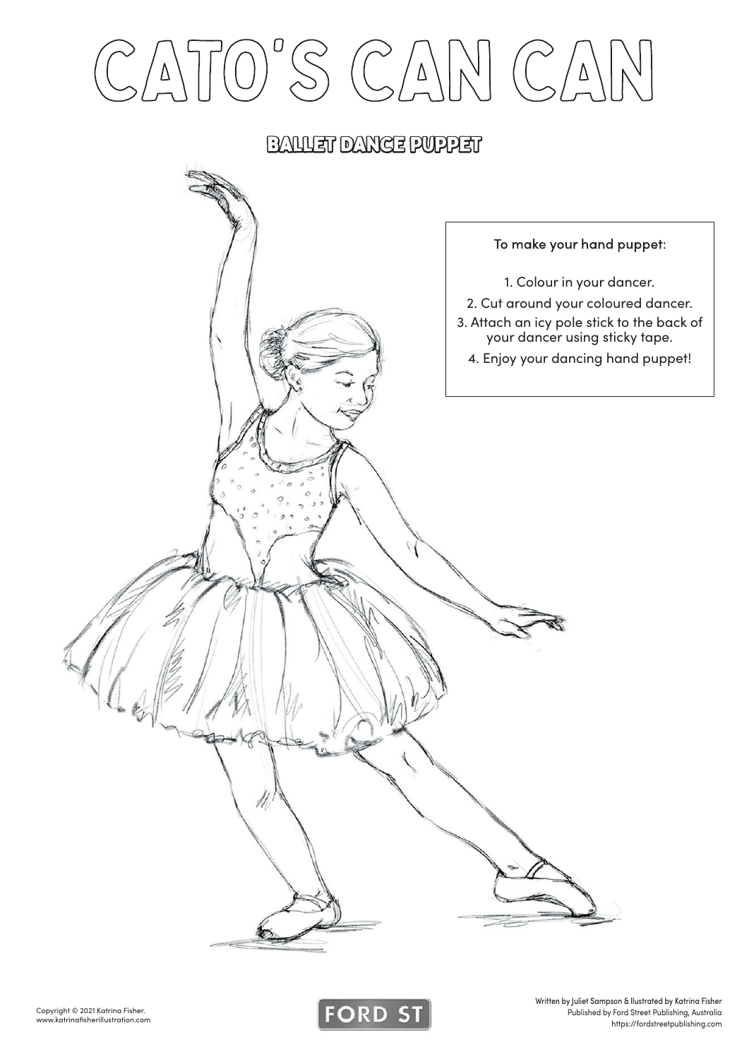# CATO'S CAN CAN

## BALLET DANCE PUPPET

To make your hand puppet:

1. Colour in your dancer.
2. Cut around your coloured dancer.
3. Attach an icy pole stick to the back of your dancer using sticky tape.
4. Enjoy your dancing hand puppet!

Copyright © 2021 Katrina Fisher.
www.katrinafisherillustration.com

FORD ST

Written by Juliet Sampson & Illustrated by Katrina Fisher
Published by Ford Street Publishing, Australia
https://fordstreetpublishing.com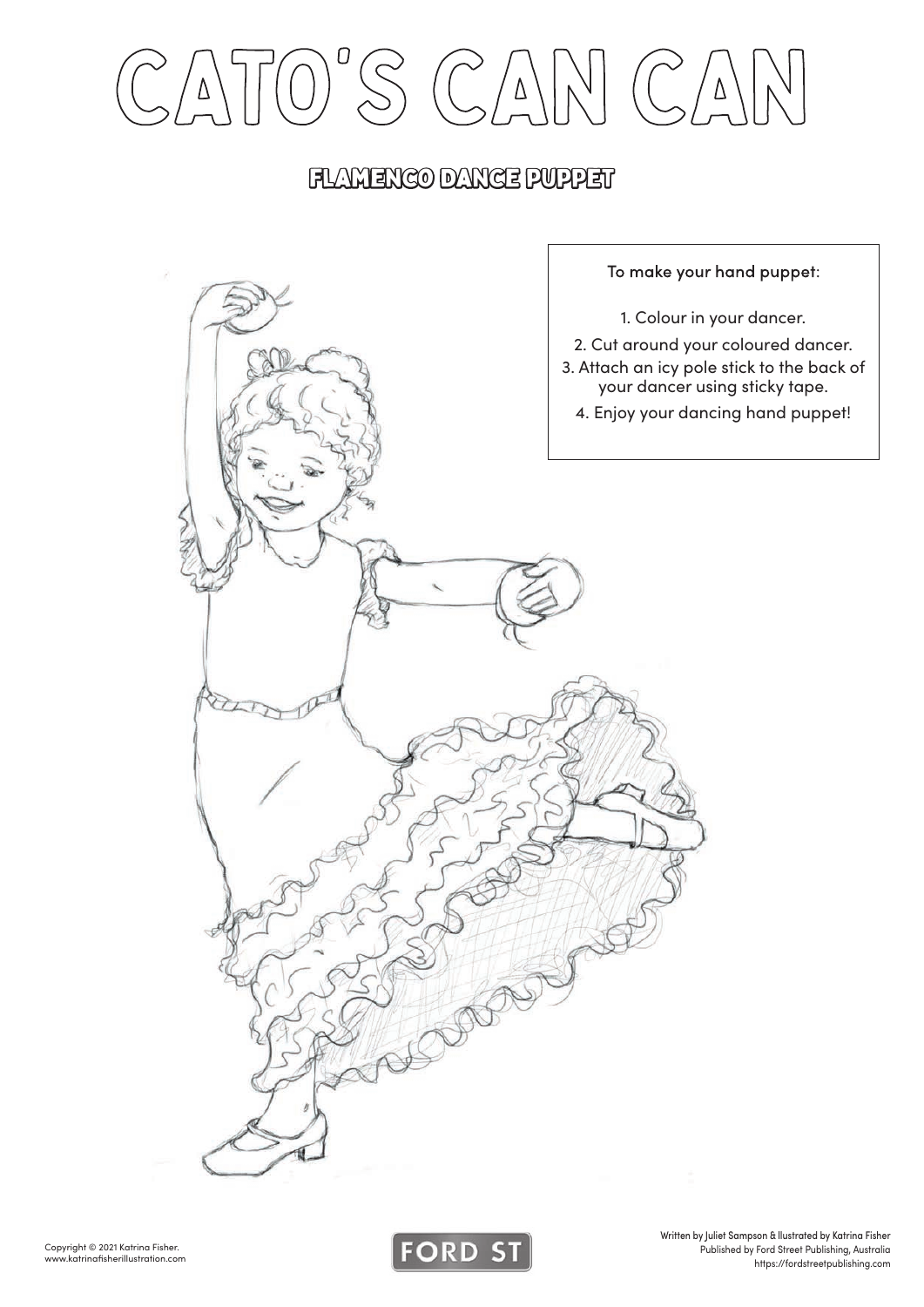# CATO'S CAN CAN

## FLAMENCO DANCE PUPPET

To make your hand puppet:

1. Colour in your dancer.
2. Cut around your coloured dancer.
3. Attach an icy pole stick to the back of your dancer using sticky tape.
4. Enjoy your dancing hand puppet!

Copyright © 2021 Katrina Fisher.
www.katrinafisherillustration.com

FORD ST

Written by Juliet Sampson & Illustrated by Katrina Fisher
Published by Ford Street Publishing, Australia
https://fordstreetpublishing.com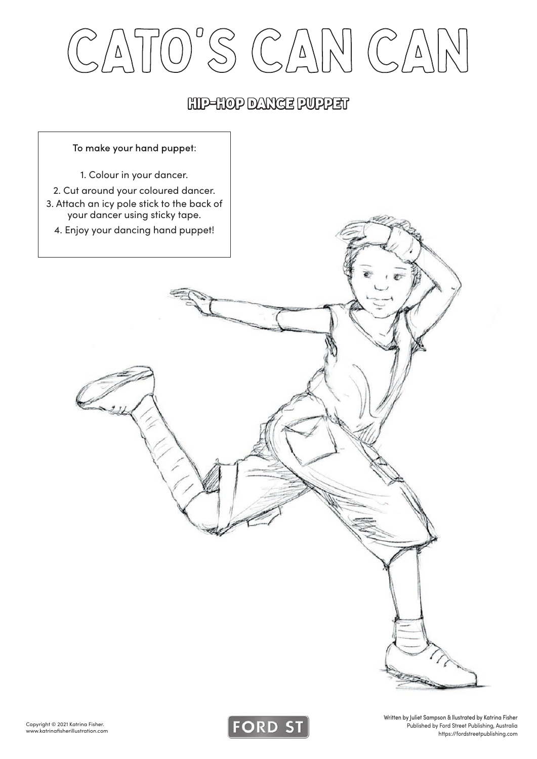# CATO'S CAN CAN

## HIP-HOP DANCE PUPPET

To make your hand puppet:

1. Colour in your dancer.
2. Cut around your coloured dancer.
3. Attach an icy pole stick to the back of your dancer using sticky tape.
4. Enjoy your dancing hand puppet!

Copyright © 2021 Katrina Fisher.
www.katrinafisherillustration.com

FORD ST

Written by Juliet Sampson & Illustrated by Katrina Fisher
Published by Ford Street Publishing, Australia
https://fordstreetpublishing.com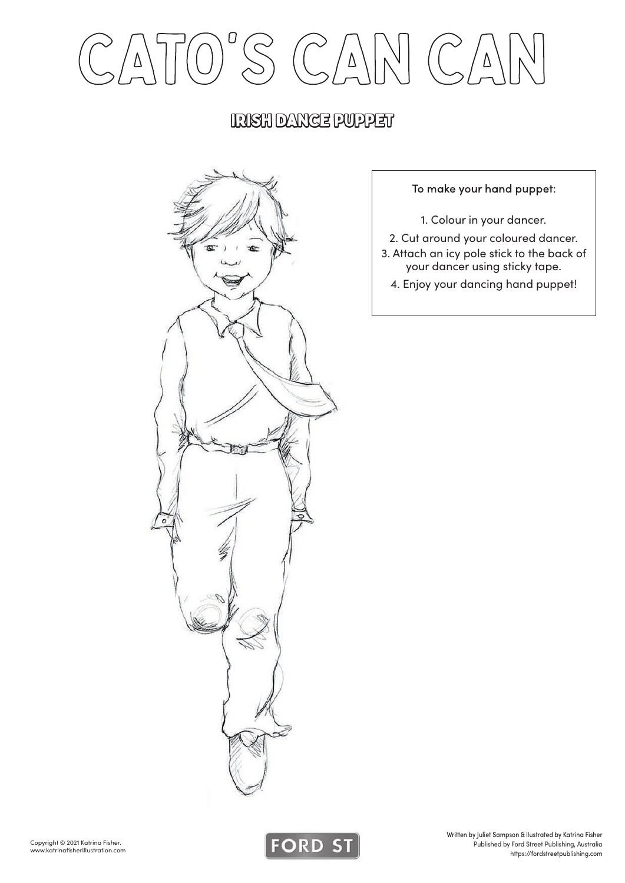# CATO'S CAN CAN

## IRISH DANCE PUPPET

To make your hand puppet:

1. Colour in your dancer.
2. Cut around your coloured dancer.
3. Attach an icy pole stick to the back of your dancer using sticky tape.
4. Enjoy your dancing hand puppet!

Copyright © 2021 Katrina Fisher.
www.katrinafisherillustration.com

FORD ST

Written by Juliet Sampson & Illustrated by Katrina Fisher
Published by Ford Street Publishing, Australia
https://fordstreetpublishing.com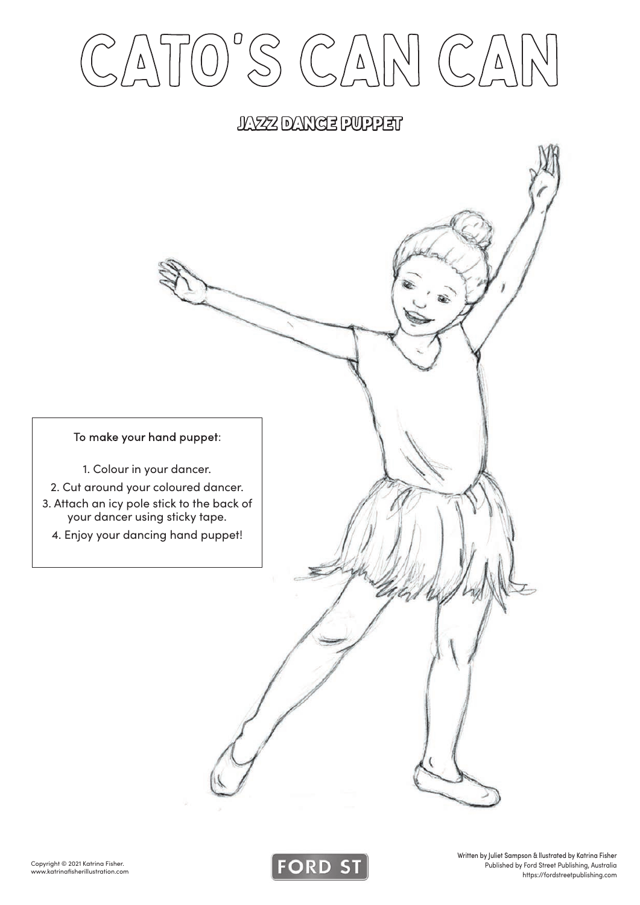# CATO'S CAN CAN

## JAZZ DANCE PUPPET

To make your hand puppet:

1. Colour in your dancer.
2. Cut around your coloured dancer.
3. Attach an icy pole stick to the back of your dancer using sticky tape.
4. Enjoy your dancing hand puppet!

Copyright © 2021 Katrina Fisher.
www.katrinafisherillustration.com

FORD ST

Written by Juliet Sampson & Illustrated by Katrina Fisher
Published by Ford Street Publishing, Australia
https://fordstreetpublishing.com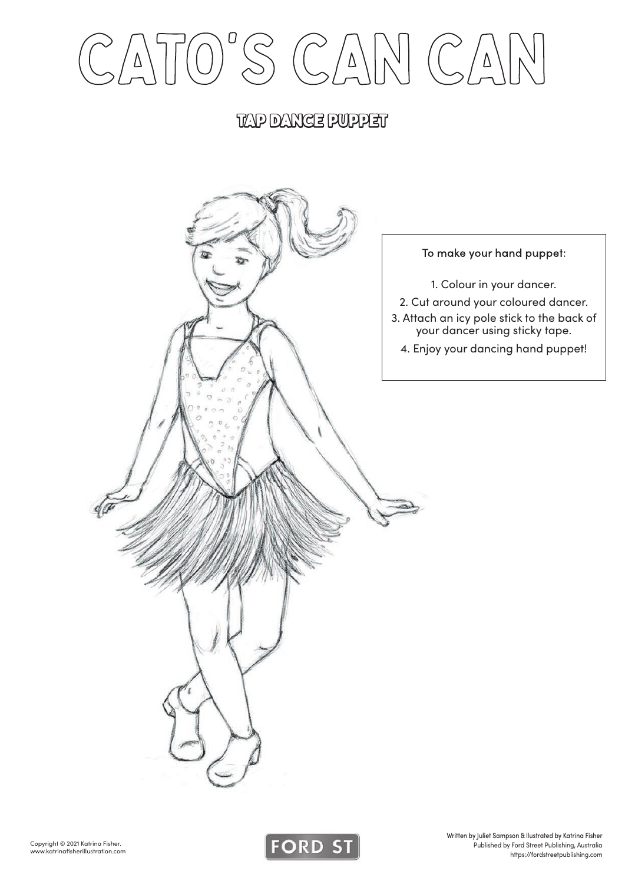# CATO'S CAN CAN

## TAP DANCE PUPPET

**To make your hand puppet:**

1. Colour in your dancer.
2. Cut around your coloured dancer.
3. Attach an icy pole stick to the back of your dancer using sticky tape.
4. Enjoy your dancing hand puppet!

Copyright © 2021 Katrina Fisher.
www.katrinafisherillustration.com

FORD ST

Written by Juliet Sampson & Illustrated by Katrina Fisher
Published by Ford Street Publishing, Australia
https://fordstreetpublishing.com